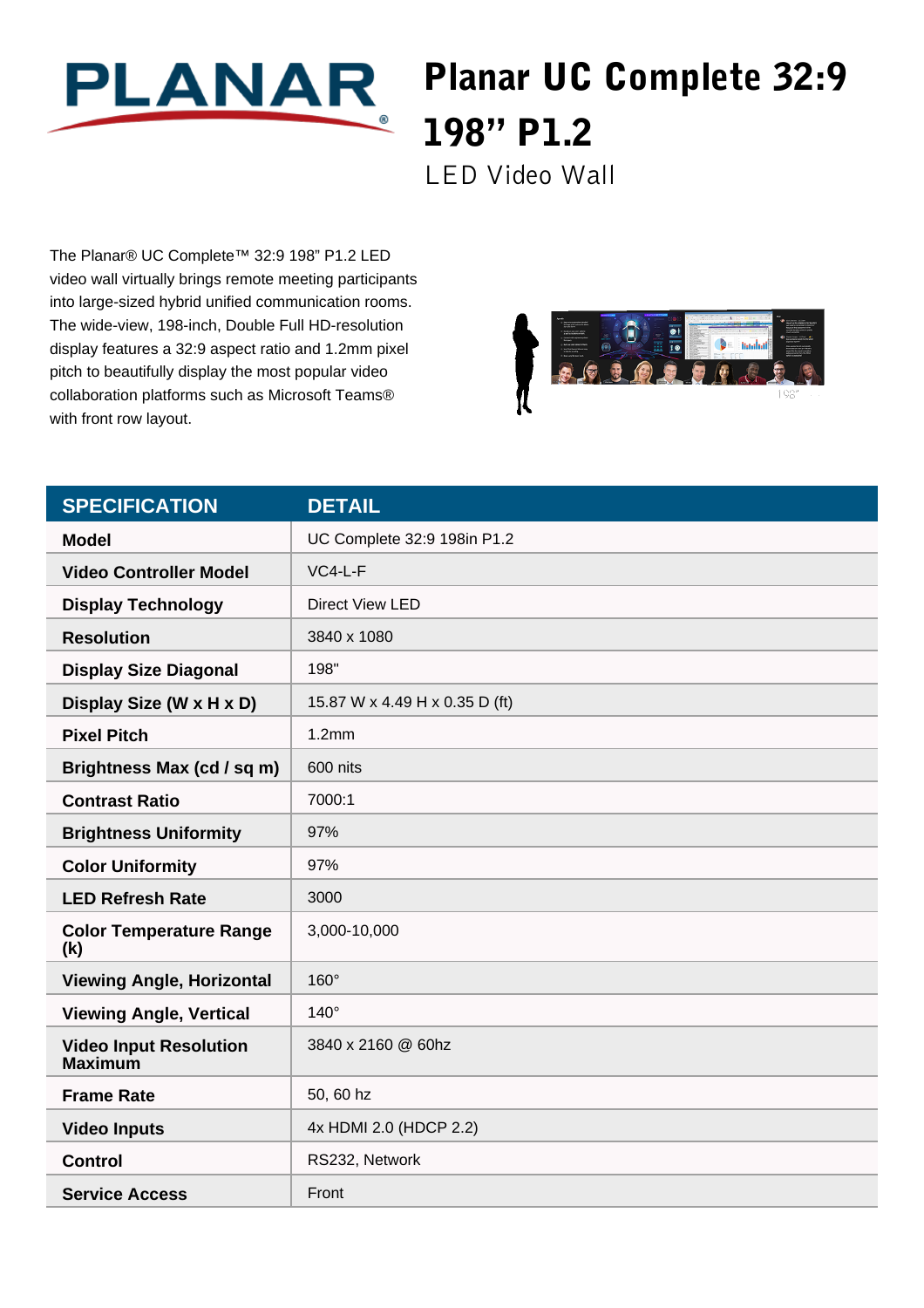# Planar UC Complete 32:9 198" P1.2

## LED Video Wall

The Planar® UC Complete™ 32:9 198" P1.2 LED video wall virtually brings remote meeting participants into large-sized hybrid unified communication rooms. The wide-view, 198-inch, Double Full HD-resolution display features a 32:9 aspect ratio and 1.2mm pixel pitch to beautifully display the most popular video collaboration platforms such as Microsoft Teams® with front row layout.

| SPECIFICATION | DETAIL |
|---|---|
| **Model** | UC Complete 32:9 198in P1.2 |
| **Video Controller Model** | VC4-L-F |
| **Display Technology** | Direct View LED |
| **Resolution** | 3840 x 1080 |
| **Display Size Diagonal** | 198" |
| **Display Size (W x H x D)** | 15.87 W x 4.49 H x 0.35 D (ft) |
| **Pixel Pitch** | 1.2mm |
| **Brightness Max (cd / sq m)** | 600 nits |
| **Contrast Ratio** | 7000:1 |
| **Brightness Uniformity** | 97% |
| **Color Uniformity** | 97% |
| **LED Refresh Rate** | 3000 |
| **Color Temperature Range (k)** | 3,000-10,000 |
| **Viewing Angle, Horizontal** | 160° |
| **Viewing Angle, Vertical** | 140° |
| **Video Input Resolution Maximum** | 3840 x 2160 @ 60hz |
| **Frame Rate** | 50, 60 hz |
| **Video Inputs** | 4x HDMI 2.0 (HDCP 2.2) |
| **Control** | RS232, Network |
| **Service Access** | Front |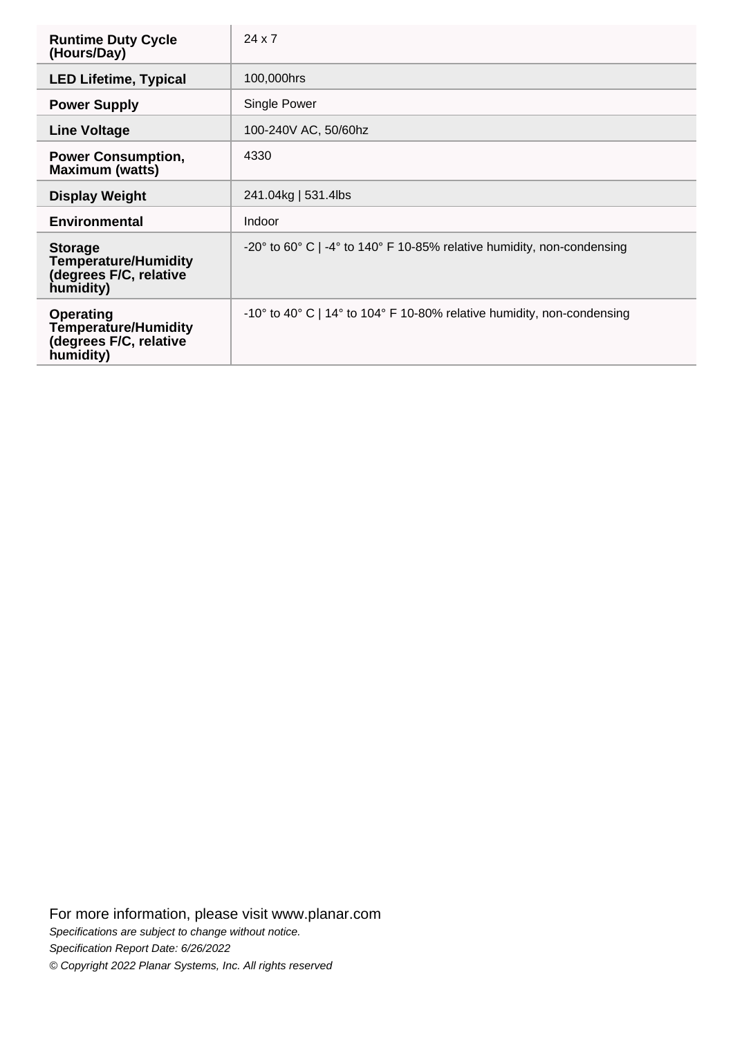| | |
|---|---|
| **Runtime Duty Cycle (Hours/Day)** | 24 x 7 |
| **LED Lifetime, Typical** | 100,000hrs |
| **Power Supply** | Single Power |
| **Line Voltage** | 100-240V AC, 50/60hz |
| **Power Consumption, Maximum (watts)** | 4330 |
| **Display Weight** | 241.04kg \| 531.4lbs |
| **Environmental** | Indoor |
| **Storage Temperature/Humidity (degrees F/C, relative humidity)** | -20° to 60° C \| -4° to 140° F 10-85% relative humidity, non-condensing |
| **Operating Temperature/Humidity (degrees F/C, relative humidity)** | -10° to 40° C \| 14° to 104° F 10-80% relative humidity, non-condensing |

For more information, please visit www.planar.com

*Specifications are subject to change without notice.*

*Specification Report Date: 6/26/2022*

*© Copyright 2022 Planar Systems, Inc. All rights reserved*